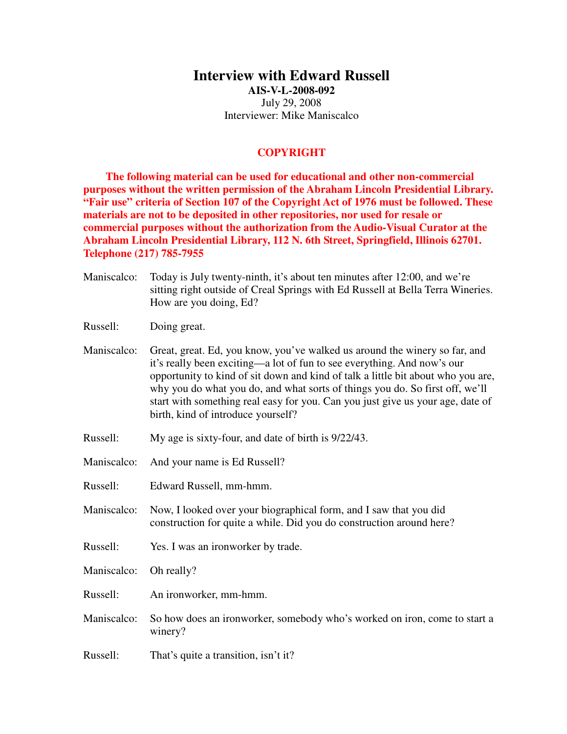# Interview with Edward Russell

**AIS-V-L-2008-092**

July 29, 2008

Interviewer: Mike Maniscalco

## COPYRIGHT

**The following material can be used for educational and other non-commercial purposes without the written permission of the Abraham Lincoln Presidential Library. "Fair use" criteria of Section 107 of the Copyright Act of 1976 must be followed. These materials are not to be deposited in other repositories, nor used for resale or commercial purposes without the authorization from the Audio-Visual Curator at the Abraham Lincoln Presidential Library, 112 N. 6th Street, Springfield, Illinois 62701. Telephone (217) 785-7955**

Maniscalco: Today is July twenty-ninth, it's about ten minutes after 12:00, and we're sitting right outside of Creal Springs with Ed Russell at Bella Terra Wineries. How are you doing, Ed?

Russell: Doing great.

Maniscalco: Great, great. Ed, you know, you've walked us around the winery so far, and it's really been exciting—a lot of fun to see everything. And now's our opportunity to kind of sit down and kind of talk a little bit about who you are, why you do what you do, and what sorts of things you do. So first off, we'll start with something real easy for you. Can you just give us your age, date of birth, kind of introduce yourself?

Russell: My age is sixty-four, and date of birth is 9/22/43.

Maniscalco: And your name is Ed Russell?

Russell: Edward Russell, mm-hmm.

Maniscalco: Now, I looked over your biographical form, and I saw that you did construction for quite a while. Did you do construction around here?

Russell: Yes. I was an ironworker by trade.

Maniscalco: Oh really?

Russell: An ironworker, mm-hmm.

Maniscalco: So how does an ironworker, somebody who's worked on iron, come to start a winery?

Russell: That's quite a transition, isn't it?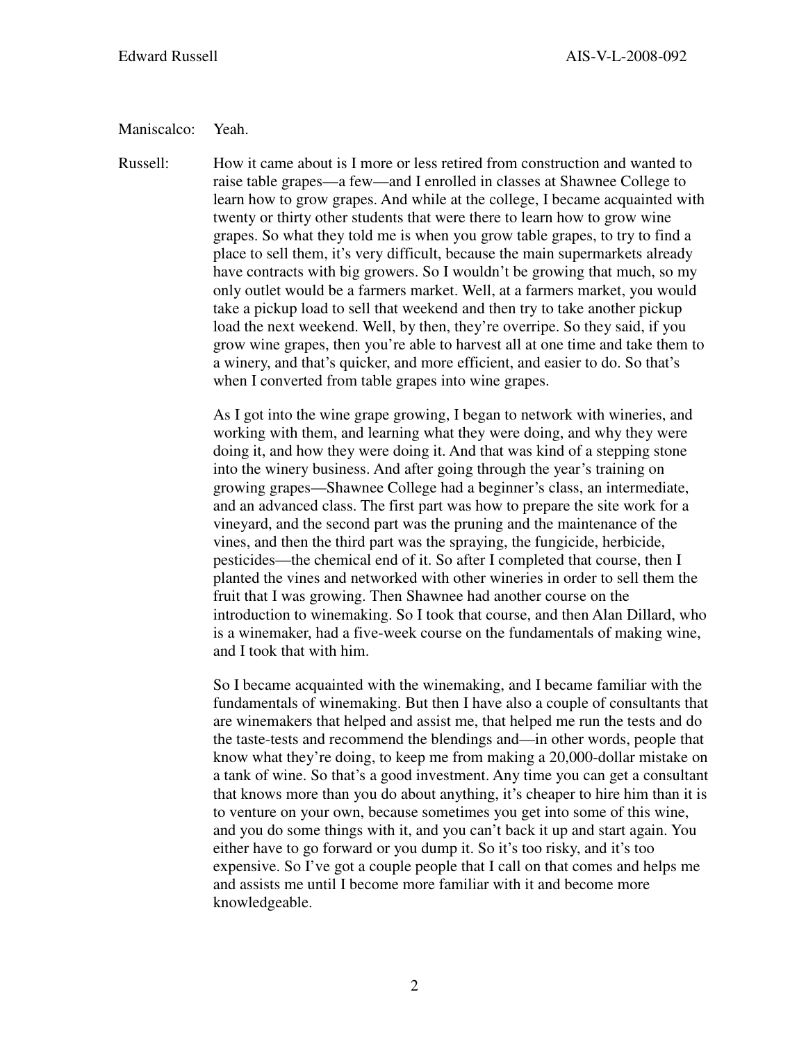Maniscalco: Yeah.

Russell: How it came about is I more or less retired from construction and wanted to raise table grapes—a few—and I enrolled in classes at Shawnee College to learn how to grow grapes. And while at the college, I became acquainted with twenty or thirty other students that were there to learn how to grow wine grapes. So what they told me is when you grow table grapes, to try to find a place to sell them, it's very difficult, because the main supermarkets already have contracts with big growers. So I wouldn't be growing that much, so my only outlet would be a farmers market. Well, at a farmers market, you would take a pickup load to sell that weekend and then try to take another pickup load the next weekend. Well, by then, they're overripe. So they said, if you grow wine grapes, then you're able to harvest all at one time and take them to a winery, and that's quicker, and more efficient, and easier to do. So that's when I converted from table grapes into wine grapes.

As I got into the wine grape growing, I began to network with wineries, and working with them, and learning what they were doing, and why they were doing it, and how they were doing it. And that was kind of a stepping stone into the winery business. And after going through the year's training on growing grapes—Shawnee College had a beginner's class, an intermediate, and an advanced class. The first part was how to prepare the site work for a vineyard, and the second part was the pruning and the maintenance of the vines, and then the third part was the spraying, the fungicide, herbicide, pesticides—the chemical end of it. So after I completed that course, then I planted the vines and networked with other wineries in order to sell them the fruit that I was growing. Then Shawnee had another course on the introduction to winemaking. So I took that course, and then Alan Dillard, who is a winemaker, had a five-week course on the fundamentals of making wine, and I took that with him.

So I became acquainted with the winemaking, and I became familiar with the fundamentals of winemaking. But then I have also a couple of consultants that are winemakers that helped and assist me, that helped me run the tests and do the taste-tests and recommend the blendings and—in other words, people that know what they're doing, to keep me from making a 20,000-dollar mistake on a tank of wine. So that's a good investment. Any time you can get a consultant that knows more than you do about anything, it's cheaper to hire him than it is to venture on your own, because sometimes you get into some of this wine, and you do some things with it, and you can't back it up and start again. You either have to go forward or you dump it. So it's too risky, and it's too expensive. So I've got a couple people that I call on that comes and helps me and assists me until I become more familiar with it and become more knowledgeable.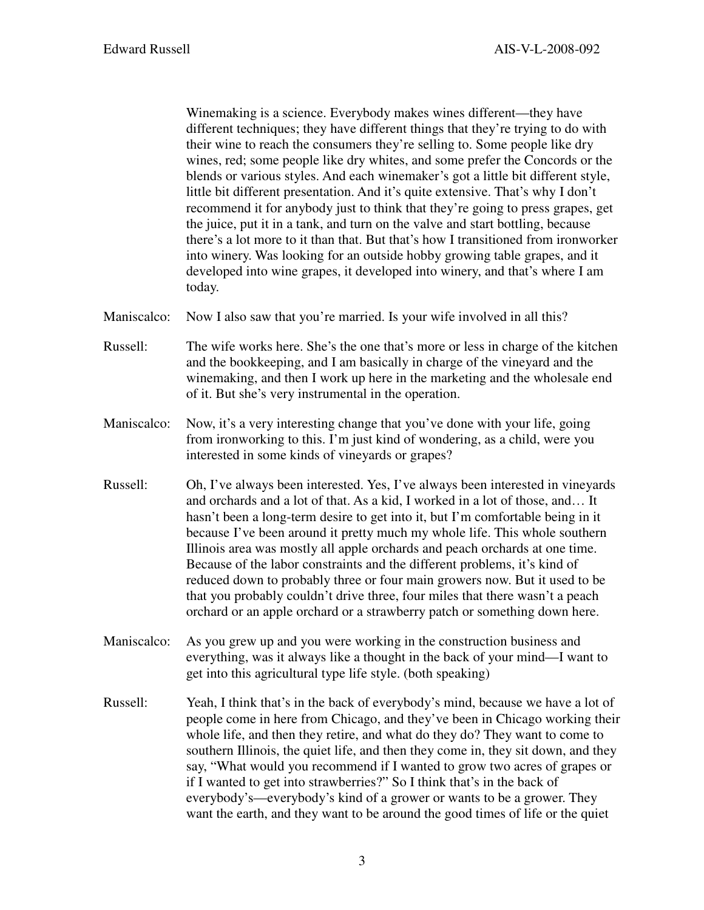Winemaking is a science. Everybody makes wines different—they have different techniques; they have different things that they're trying to do with their wine to reach the consumers they're selling to. Some people like dry wines, red; some people like dry whites, and some prefer the Concords or the blends or various styles. And each winemaker's got a little bit different style, little bit different presentation. And it's quite extensive. That's why I don't recommend it for anybody just to think that they're going to press grapes, get the juice, put it in a tank, and turn on the valve and start bottling, because there's a lot more to it than that. But that's how I transitioned from ironworker into winery. Was looking for an outside hobby growing table grapes, and it developed into wine grapes, it developed into winery, and that's where I am today.

Maniscalco: Now I also saw that you're married. Is your wife involved in all this?

Russell: The wife works here. She's the one that's more or less in charge of the kitchen and the bookkeeping, and I am basically in charge of the vineyard and the winemaking, and then I work up here in the marketing and the wholesale end of it. But she's very instrumental in the operation.

Maniscalco: Now, it's a very interesting change that you've done with your life, going from ironworking to this. I'm just kind of wondering, as a child, were you interested in some kinds of vineyards or grapes?

Russell: Oh, I've always been interested. Yes, I've always been interested in vineyards and orchards and a lot of that. As a kid, I worked in a lot of those, and… It hasn't been a long-term desire to get into it, but I'm comfortable being in it because I've been around it pretty much my whole life. This whole southern Illinois area was mostly all apple orchards and peach orchards at one time. Because of the labor constraints and the different problems, it's kind of reduced down to probably three or four main growers now. But it used to be that you probably couldn't drive three, four miles that there wasn't a peach orchard or an apple orchard or a strawberry patch or something down here.

Maniscalco: As you grew up and you were working in the construction business and everything, was it always like a thought in the back of your mind—I want to get into this agricultural type life style. (both speaking)

Russell: Yeah, I think that's in the back of everybody's mind, because we have a lot of people come in here from Chicago, and they've been in Chicago working their whole life, and then they retire, and what do they do? They want to come to southern Illinois, the quiet life, and then they come in, they sit down, and they say, "What would you recommend if I wanted to grow two acres of grapes or if I wanted to get into strawberries?" So I think that's in the back of everybody's—everybody's kind of a grower or wants to be a grower. They want the earth, and they want to be around the good times of life or the quiet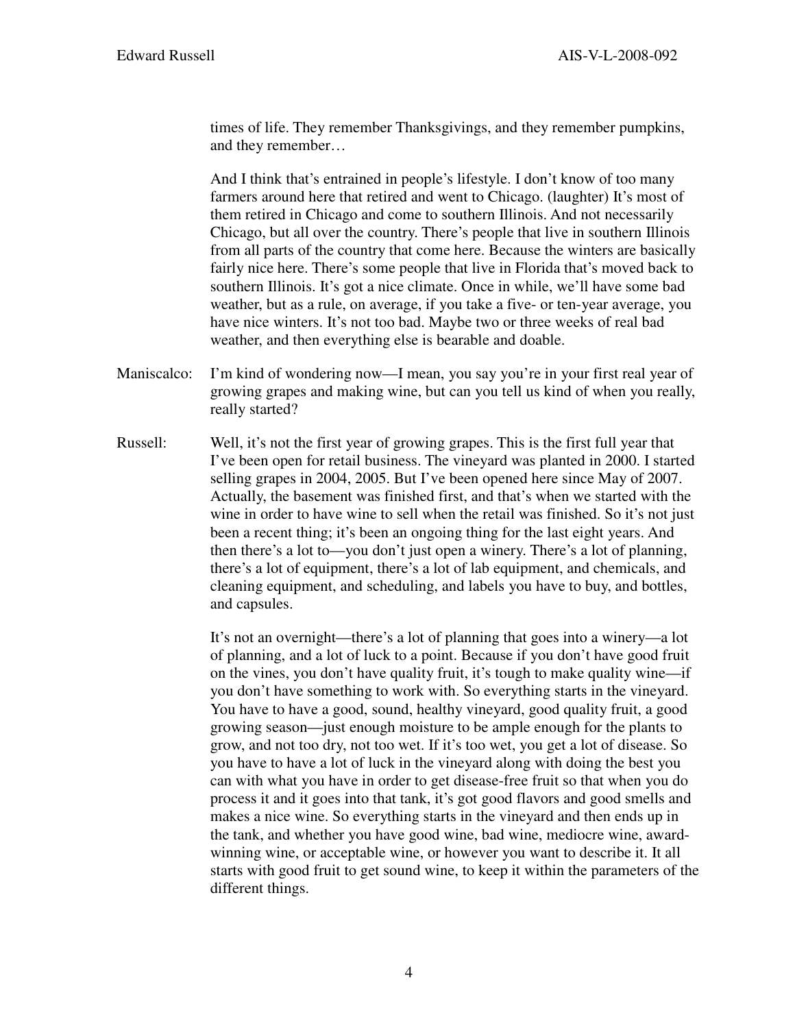times of life. They remember Thanksgivings, and they remember pumpkins, and they remember…

And I think that's entrained in people's lifestyle. I don't know of too many farmers around here that retired and went to Chicago. (laughter) It's most of them retired in Chicago and come to southern Illinois. And not necessarily Chicago, but all over the country. There's people that live in southern Illinois from all parts of the country that come here. Because the winters are basically fairly nice here. There's some people that live in Florida that's moved back to southern Illinois. It's got a nice climate. Once in while, we'll have some bad weather, but as a rule, on average, if you take a five- or ten-year average, you have nice winters. It's not too bad. Maybe two or three weeks of real bad weather, and then everything else is bearable and doable.

Maniscalco: I'm kind of wondering now—I mean, you say you're in your first real year of growing grapes and making wine, but can you tell us kind of when you really, really started?

Russell: Well, it's not the first year of growing grapes. This is the first full year that I've been open for retail business. The vineyard was planted in 2000. I started selling grapes in 2004, 2005. But I've been opened here since May of 2007. Actually, the basement was finished first, and that's when we started with the wine in order to have wine to sell when the retail was finished. So it's not just been a recent thing; it's been an ongoing thing for the last eight years. And then there's a lot to—you don't just open a winery. There's a lot of planning, there's a lot of equipment, there's a lot of lab equipment, and chemicals, and cleaning equipment, and scheduling, and labels you have to buy, and bottles, and capsules.

It's not an overnight—there's a lot of planning that goes into a winery—a lot of planning, and a lot of luck to a point. Because if you don't have good fruit on the vines, you don't have quality fruit, it's tough to make quality wine—if you don't have something to work with. So everything starts in the vineyard. You have to have a good, sound, healthy vineyard, good quality fruit, a good growing season—just enough moisture to be ample enough for the plants to grow, and not too dry, not too wet. If it's too wet, you get a lot of disease. So you have to have a lot of luck in the vineyard along with doing the best you can with what you have in order to get disease-free fruit so that when you do process it and it goes into that tank, it's got good flavors and good smells and makes a nice wine. So everything starts in the vineyard and then ends up in the tank, and whether you have good wine, bad wine, mediocre wine, award-winning wine, or acceptable wine, or however you want to describe it. It all starts with good fruit to get sound wine, to keep it within the parameters of the different things.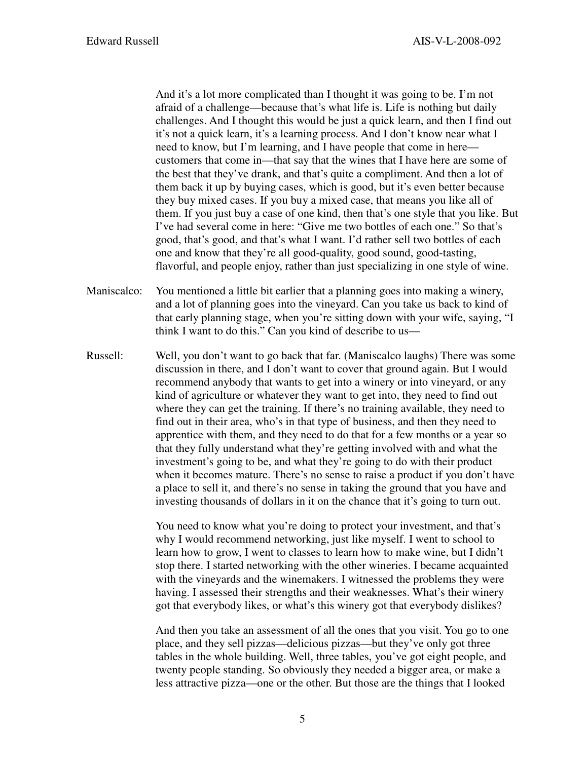And it's a lot more complicated than I thought it was going to be. I'm not afraid of a challenge—because that's what life is. Life is nothing but daily challenges. And I thought this would be just a quick learn, and then I find out it's not a quick learn, it's a learning process. And I don't know near what I need to know, but I'm learning, and I have people that come in here—customers that come in—that say that the wines that I have here are some of the best that they've drank, and that's quite a compliment. And then a lot of them back it up by buying cases, which is good, but it's even better because they buy mixed cases. If you buy a mixed case, that means you like all of them. If you just buy a case of one kind, then that's one style that you like. But I've had several come in here: "Give me two bottles of each one." So that's good, that's good, and that's what I want. I'd rather sell two bottles of each one and know that they're all good-quality, good sound, good-tasting, flavorful, and people enjoy, rather than just specializing in one style of wine.

Maniscalco: You mentioned a little bit earlier that a planning goes into making a winery, and a lot of planning goes into the vineyard. Can you take us back to kind of that early planning stage, when you're sitting down with your wife, saying, "I think I want to do this." Can you kind of describe to us—

Russell: Well, you don't want to go back that far. (Maniscalco laughs) There was some discussion in there, and I don't want to cover that ground again. But I would recommend anybody that wants to get into a winery or into vineyard, or any kind of agriculture or whatever they want to get into, they need to find out where they can get the training. If there's no training available, they need to find out in their area, who's in that type of business, and then they need to apprentice with them, and they need to do that for a few months or a year so that they fully understand what they're getting involved with and what the investment's going to be, and what they're going to do with their product when it becomes mature. There's no sense to raise a product if you don't have a place to sell it, and there's no sense in taking the ground that you have and investing thousands of dollars in it on the chance that it's going to turn out.

You need to know what you're doing to protect your investment, and that's why I would recommend networking, just like myself. I went to school to learn how to grow, I went to classes to learn how to make wine, but I didn't stop there. I started networking with the other wineries. I became acquainted with the vineyards and the winemakers. I witnessed the problems they were having. I assessed their strengths and their weaknesses. What's their winery got that everybody likes, or what's this winery got that everybody dislikes?

And then you take an assessment of all the ones that you visit. You go to one place, and they sell pizzas—delicious pizzas—but they've only got three tables in the whole building. Well, three tables, you've got eight people, and twenty people standing. So obviously they needed a bigger area, or make a less attractive pizza—one or the other. But those are the things that I looked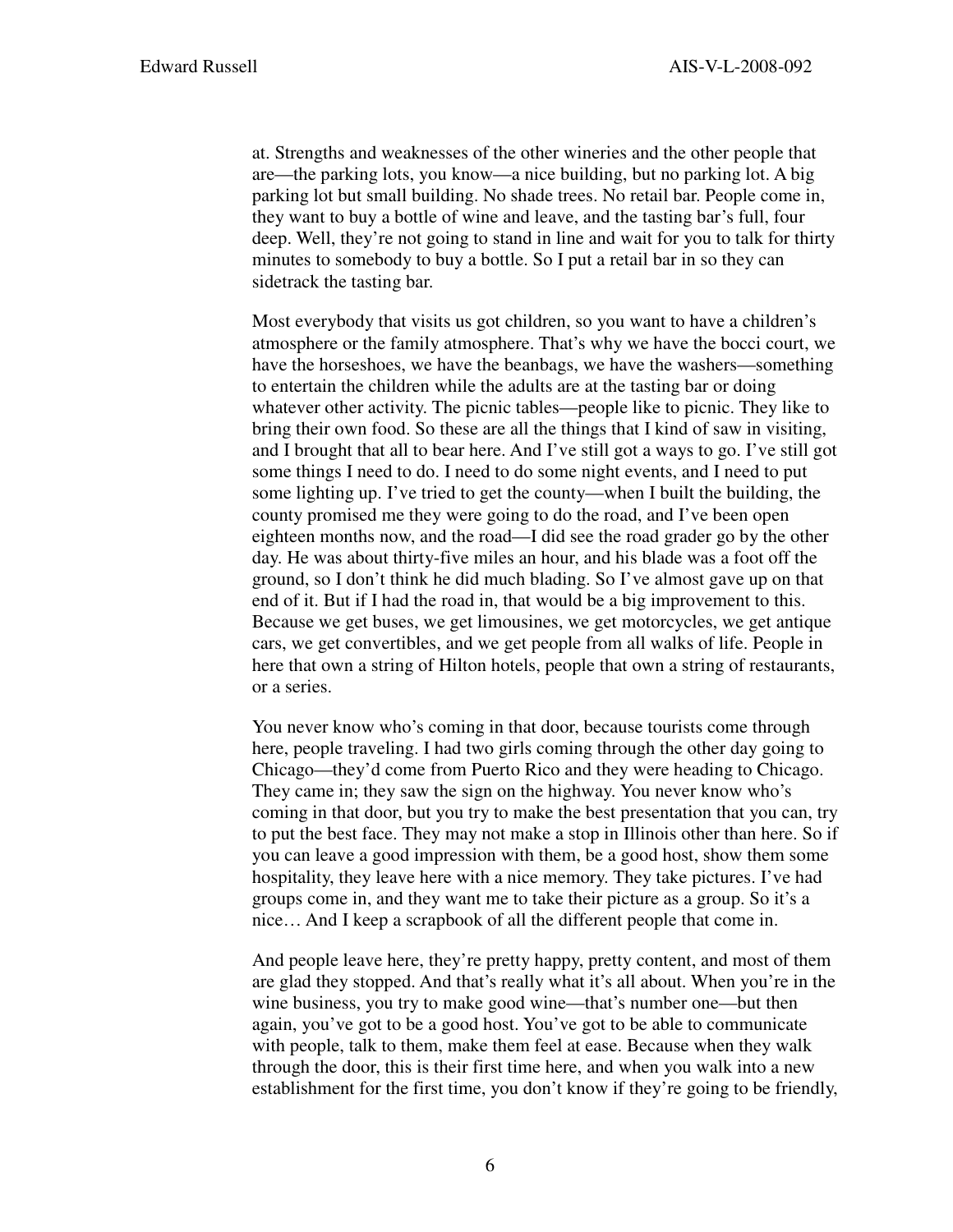at. Strengths and weaknesses of the other wineries and the other people that are—the parking lots, you know—a nice building, but no parking lot. A big parking lot but small building. No shade trees. No retail bar. People come in, they want to buy a bottle of wine and leave, and the tasting bar's full, four deep. Well, they're not going to stand in line and wait for you to talk for thirty minutes to somebody to buy a bottle. So I put a retail bar in so they can sidetrack the tasting bar.

Most everybody that visits us got children, so you want to have a children's atmosphere or the family atmosphere. That's why we have the bocci court, we have the horseshoes, we have the beanbags, we have the washers—something to entertain the children while the adults are at the tasting bar or doing whatever other activity. The picnic tables—people like to picnic. They like to bring their own food. So these are all the things that I kind of saw in visiting, and I brought that all to bear here. And I've still got a ways to go. I've still got some things I need to do. I need to do some night events, and I need to put some lighting up. I've tried to get the county—when I built the building, the county promised me they were going to do the road, and I've been open eighteen months now, and the road—I did see the road grader go by the other day. He was about thirty-five miles an hour, and his blade was a foot off the ground, so I don't think he did much blading. So I've almost gave up on that end of it. But if I had the road in, that would be a big improvement to this. Because we get buses, we get limousines, we get motorcycles, we get antique cars, we get convertibles, and we get people from all walks of life. People in here that own a string of Hilton hotels, people that own a string of restaurants, or a series.

You never know who's coming in that door, because tourists come through here, people traveling. I had two girls coming through the other day going to Chicago—they'd come from Puerto Rico and they were heading to Chicago. They came in; they saw the sign on the highway. You never know who's coming in that door, but you try to make the best presentation that you can, try to put the best face. They may not make a stop in Illinois other than here. So if you can leave a good impression with them, be a good host, show them some hospitality, they leave here with a nice memory. They take pictures. I've had groups come in, and they want me to take their picture as a group. So it's a nice… And I keep a scrapbook of all the different people that come in.

And people leave here, they're pretty happy, pretty content, and most of them are glad they stopped. And that's really what it's all about. When you're in the wine business, you try to make good wine—that's number one—but then again, you've got to be a good host. You've got to be able to communicate with people, talk to them, make them feel at ease. Because when they walk through the door, this is their first time here, and when you walk into a new establishment for the first time, you don't know if they're going to be friendly,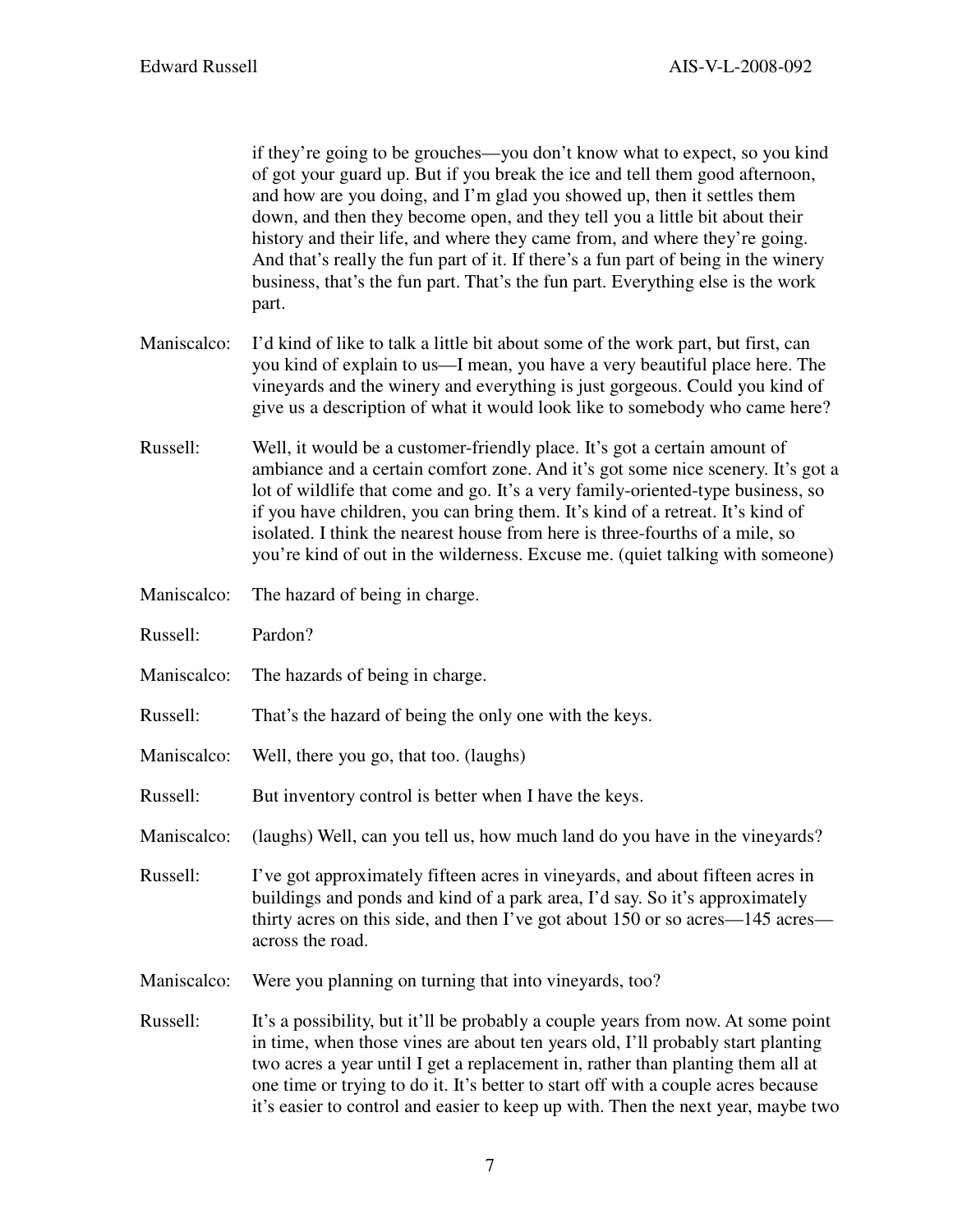if they're going to be grouches—you don't know what to expect, so you kind of got your guard up. But if you break the ice and tell them good afternoon, and how are you doing, and I'm glad you showed up, then it settles them down, and then they become open, and they tell you a little bit about their history and their life, and where they came from, and where they're going. And that's really the fun part of it. If there's a fun part of being in the winery business, that's the fun part. That's the fun part. Everything else is the work part.

Maniscalco: I'd kind of like to talk a little bit about some of the work part, but first, can you kind of explain to us—I mean, you have a very beautiful place here. The vineyards and the winery and everything is just gorgeous. Could you kind of give us a description of what it would look like to somebody who came here?

Russell: Well, it would be a customer-friendly place. It's got a certain amount of ambiance and a certain comfort zone. And it's got some nice scenery. It's got a lot of wildlife that come and go. It's a very family-oriented-type business, so if you have children, you can bring them. It's kind of a retreat. It's kind of isolated. I think the nearest house from here is three-fourths of a mile, so you're kind of out in the wilderness. Excuse me. (quiet talking with someone)

Maniscalco: The hazard of being in charge.

Russell: Pardon?

Maniscalco: The hazards of being in charge.

Russell: That's the hazard of being the only one with the keys.

Maniscalco: Well, there you go, that too. (laughs)

Russell: But inventory control is better when I have the keys.

Maniscalco: (laughs) Well, can you tell us, how much land do you have in the vineyards?

Russell: I've got approximately fifteen acres in vineyards, and about fifteen acres in buildings and ponds and kind of a park area, I'd say. So it's approximately thirty acres on this side, and then I've got about 150 or so acres—145 acres—across the road.

Maniscalco: Were you planning on turning that into vineyards, too?

Russell: It's a possibility, but it'll be probably a couple years from now. At some point in time, when those vines are about ten years old, I'll probably start planting two acres a year until I get a replacement in, rather than planting them all at one time or trying to do it. It's better to start off with a couple acres because it's easier to control and easier to keep up with. Then the next year, maybe two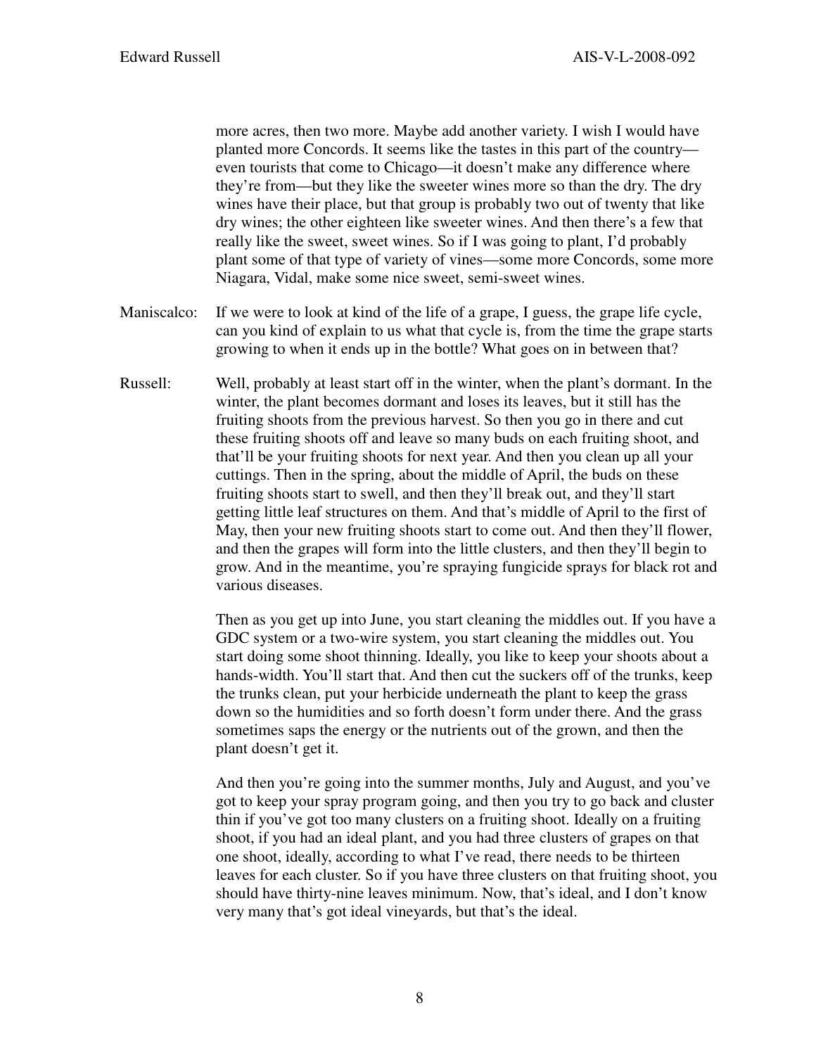more acres, then two more. Maybe add another variety. I wish I would have planted more Concords. It seems like the tastes in this part of the country—even tourists that come to Chicago—it doesn't make any difference where they're from—but they like the sweeter wines more so than the dry. The dry wines have their place, but that group is probably two out of twenty that like dry wines; the other eighteen like sweeter wines. And then there's a few that really like the sweet, sweet wines. So if I was going to plant, I'd probably plant some of that type of variety of vines—some more Concords, some more Niagara, Vidal, make some nice sweet, semi-sweet wines.

Maniscalco: If we were to look at kind of the life of a grape, I guess, the grape life cycle, can you kind of explain to us what that cycle is, from the time the grape starts growing to when it ends up in the bottle? What goes on in between that?

Russell: Well, probably at least start off in the winter, when the plant's dormant. In the winter, the plant becomes dormant and loses its leaves, but it still has the fruiting shoots from the previous harvest. So then you go in there and cut these fruiting shoots off and leave so many buds on each fruiting shoot, and that'll be your fruiting shoots for next year. And then you clean up all your cuttings. Then in the spring, about the middle of April, the buds on these fruiting shoots start to swell, and then they'll break out, and they'll start getting little leaf structures on them. And that's middle of April to the first of May, then your new fruiting shoots start to come out. And then they'll flower, and then the grapes will form into the little clusters, and then they'll begin to grow. And in the meantime, you're spraying fungicide sprays for black rot and various diseases.

Then as you get up into June, you start cleaning the middles out. If you have a GDC system or a two-wire system, you start cleaning the middles out. You start doing some shoot thinning. Ideally, you like to keep your shoots about a hands-width. You'll start that. And then cut the suckers off of the trunks, keep the trunks clean, put your herbicide underneath the plant to keep the grass down so the humidities and so forth doesn't form under there. And the grass sometimes saps the energy or the nutrients out of the grown, and then the plant doesn't get it.

And then you're going into the summer months, July and August, and you've got to keep your spray program going, and then you try to go back and cluster thin if you've got too many clusters on a fruiting shoot. Ideally on a fruiting shoot, if you had an ideal plant, and you had three clusters of grapes on that one shoot, ideally, according to what I've read, there needs to be thirteen leaves for each cluster. So if you have three clusters on that fruiting shoot, you should have thirty-nine leaves minimum. Now, that's ideal, and I don't know very many that's got ideal vineyards, but that's the ideal.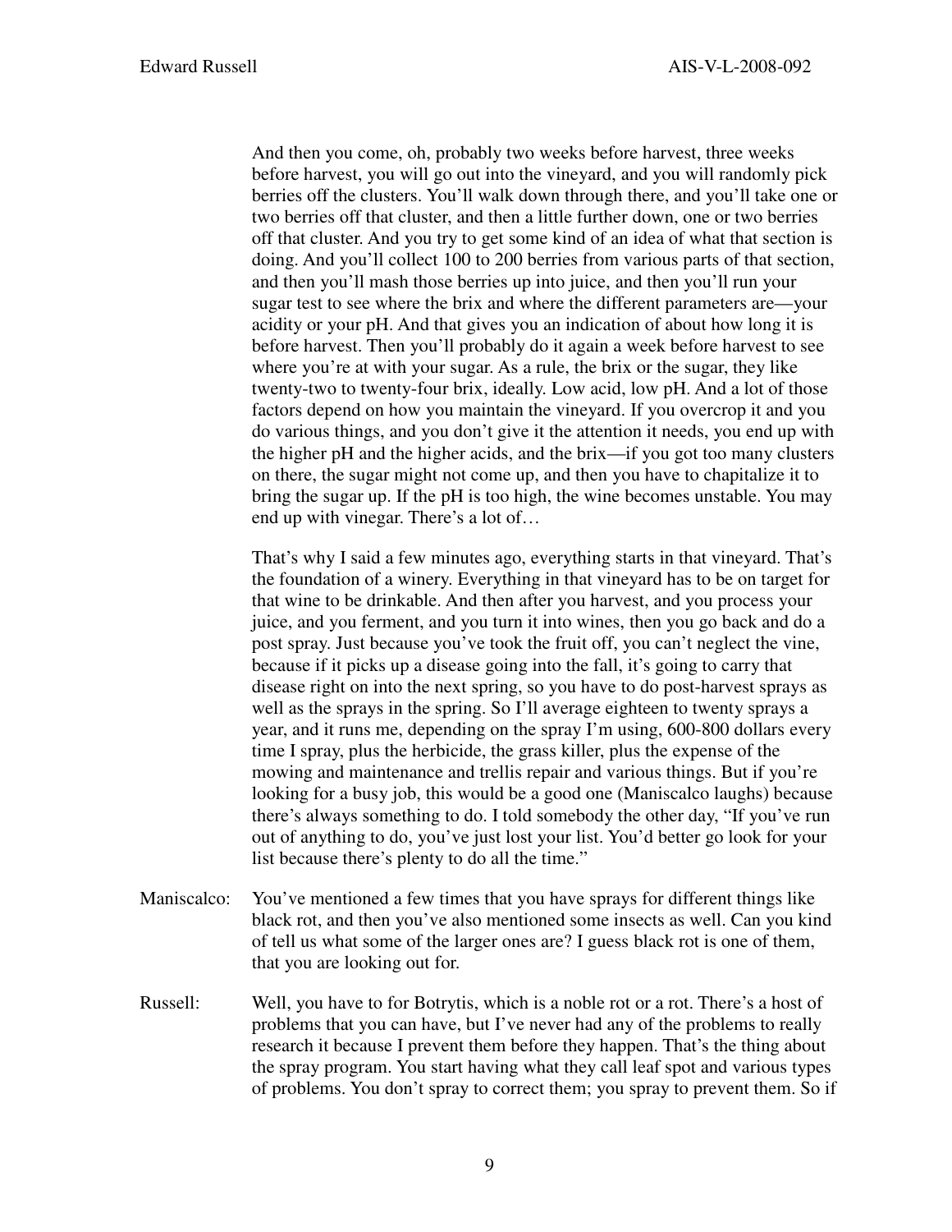And then you come, oh, probably two weeks before harvest, three weeks before harvest, you will go out into the vineyard, and you will randomly pick berries off the clusters. You'll walk down through there, and you'll take one or two berries off that cluster, and then a little further down, one or two berries off that cluster. And you try to get some kind of an idea of what that section is doing. And you'll collect 100 to 200 berries from various parts of that section, and then you'll mash those berries up into juice, and then you'll run your sugar test to see where the brix and where the different parameters are—your acidity or your pH. And that gives you an indication of about how long it is before harvest. Then you'll probably do it again a week before harvest to see where you're at with your sugar. As a rule, the brix or the sugar, they like twenty-two to twenty-four brix, ideally. Low acid, low pH. And a lot of those factors depend on how you maintain the vineyard. If you overcrop it and you do various things, and you don't give it the attention it needs, you end up with the higher pH and the higher acids, and the brix—if you got too many clusters on there, the sugar might not come up, and then you have to chapitalize it to bring the sugar up. If the pH is too high, the wine becomes unstable. You may end up with vinegar. There's a lot of…

That's why I said a few minutes ago, everything starts in that vineyard. That's the foundation of a winery. Everything in that vineyard has to be on target for that wine to be drinkable. And then after you harvest, and you process your juice, and you ferment, and you turn it into wines, then you go back and do a post spray. Just because you've took the fruit off, you can't neglect the vine, because if it picks up a disease going into the fall, it's going to carry that disease right on into the next spring, so you have to do post-harvest sprays as well as the sprays in the spring. So I'll average eighteen to twenty sprays a year, and it runs me, depending on the spray I'm using, 600-800 dollars every time I spray, plus the herbicide, the grass killer, plus the expense of the mowing and maintenance and trellis repair and various things. But if you're looking for a busy job, this would be a good one (Maniscalco laughs) because there's always something to do. I told somebody the other day, "If you've run out of anything to do, you've just lost your list. You'd better go look for your list because there's plenty to do all the time."

Maniscalco: You've mentioned a few times that you have sprays for different things like black rot, and then you've also mentioned some insects as well. Can you kind of tell us what some of the larger ones are? I guess black rot is one of them, that you are looking out for.

Russell: Well, you have to for Botrytis, which is a noble rot or a rot. There's a host of problems that you can have, but I've never had any of the problems to really research it because I prevent them before they happen. That's the thing about the spray program. You start having what they call leaf spot and various types of problems. You don't spray to correct them; you spray to prevent them. So if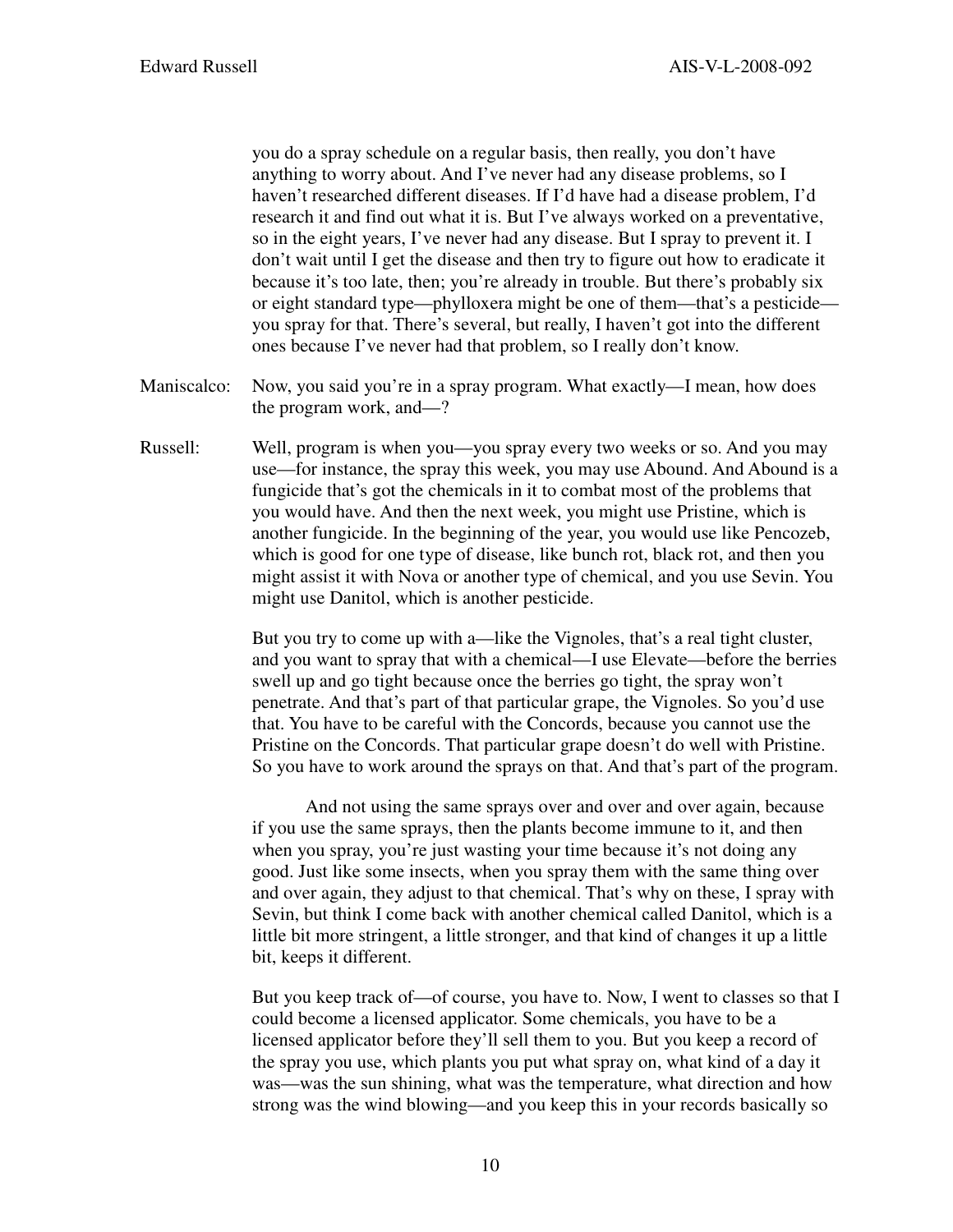you do a spray schedule on a regular basis, then really, you don't have anything to worry about. And I've never had any disease problems, so I haven't researched different diseases. If I'd have had a disease problem, I'd research it and find out what it is. But I've always worked on a preventative, so in the eight years, I've never had any disease. But I spray to prevent it. I don't wait until I get the disease and then try to figure out how to eradicate it because it's too late, then; you're already in trouble. But there's probably six or eight standard type—phylloxera might be one of them—that's a pesticide—you spray for that. There's several, but really, I haven't got into the different ones because I've never had that problem, so I really don't know.

Maniscalco: Now, you said you're in a spray program. What exactly—I mean, how does the program work, and—?

Russell: Well, program is when you—you spray every two weeks or so. And you may use—for instance, the spray this week, you may use Abound. And Abound is a fungicide that's got the chemicals in it to combat most of the problems that you would have. And then the next week, you might use Pristine, which is another fungicide. In the beginning of the year, you would use like Pencozeb, which is good for one type of disease, like bunch rot, black rot, and then you might assist it with Nova or another type of chemical, and you use Sevin. You might use Danitol, which is another pesticide.

But you try to come up with a—like the Vignoles, that's a real tight cluster, and you want to spray that with a chemical—I use Elevate—before the berries swell up and go tight because once the berries go tight, the spray won't penetrate. And that's part of that particular grape, the Vignoles. So you'd use that. You have to be careful with the Concords, because you cannot use the Pristine on the Concords. That particular grape doesn't do well with Pristine. So you have to work around the sprays on that. And that's part of the program.

And not using the same sprays over and over and over again, because if you use the same sprays, then the plants become immune to it, and then when you spray, you're just wasting your time because it's not doing any good. Just like some insects, when you spray them with the same thing over and over again, they adjust to that chemical. That's why on these, I spray with Sevin, but think I come back with another chemical called Danitol, which is a little bit more stringent, a little stronger, and that kind of changes it up a little bit, keeps it different.

But you keep track of—of course, you have to. Now, I went to classes so that I could become a licensed applicator. Some chemicals, you have to be a licensed applicator before they'll sell them to you. But you keep a record of the spray you use, which plants you put what spray on, what kind of a day it was—was the sun shining, what was the temperature, what direction and how strong was the wind blowing—and you keep this in your records basically so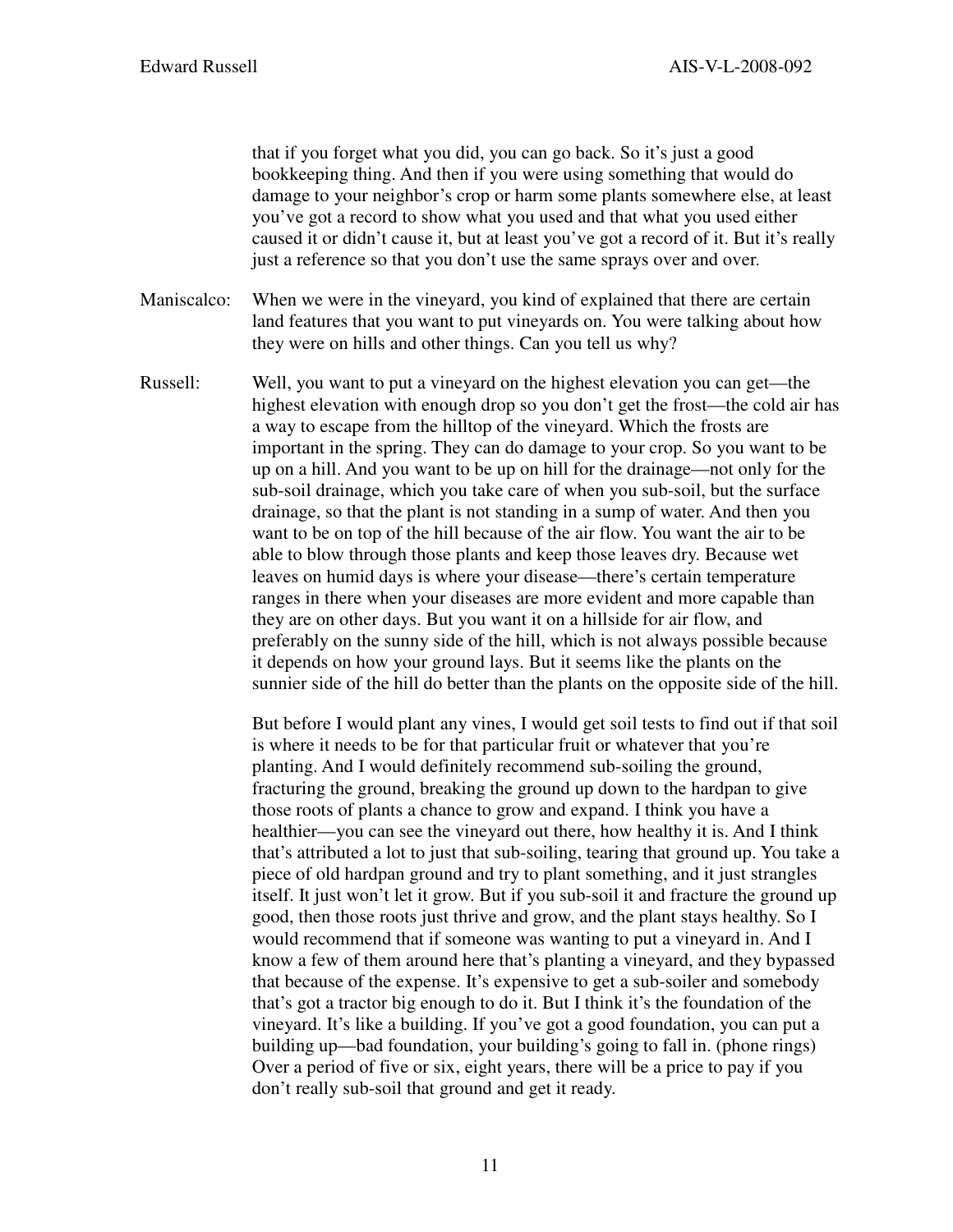that if you forget what you did, you can go back. So it's just a good bookkeeping thing. And then if you were using something that would do damage to your neighbor's crop or harm some plants somewhere else, at least you've got a record to show what you used and that what you used either caused it or didn't cause it, but at least you've got a record of it. But it's really just a reference so that you don't use the same sprays over and over.

Maniscalco: When we were in the vineyard, you kind of explained that there are certain land features that you want to put vineyards on. You were talking about how they were on hills and other things. Can you tell us why?

Russell: Well, you want to put a vineyard on the highest elevation you can get—the highest elevation with enough drop so you don't get the frost—the cold air has a way to escape from the hilltop of the vineyard. Which the frosts are important in the spring. They can do damage to your crop. So you want to be up on a hill. And you want to be up on hill for the drainage—not only for the sub-soil drainage, which you take care of when you sub-soil, but the surface drainage, so that the plant is not standing in a sump of water. And then you want to be on top of the hill because of the air flow. You want the air to be able to blow through those plants and keep those leaves dry. Because wet leaves on humid days is where your disease—there's certain temperature ranges in there when your diseases are more evident and more capable than they are on other days. But you want it on a hillside for air flow, and preferably on the sunny side of the hill, which is not always possible because it depends on how your ground lays. But it seems like the plants on the sunnier side of the hill do better than the plants on the opposite side of the hill.

But before I would plant any vines, I would get soil tests to find out if that soil is where it needs to be for that particular fruit or whatever that you're planting. And I would definitely recommend sub-soiling the ground, fracturing the ground, breaking the ground up down to the hardpan to give those roots of plants a chance to grow and expand. I think you have a healthier—you can see the vineyard out there, how healthy it is. And I think that's attributed a lot to just that sub-soiling, tearing that ground up. You take a piece of old hardpan ground and try to plant something, and it just strangles itself. It just won't let it grow. But if you sub-soil it and fracture the ground up good, then those roots just thrive and grow, and the plant stays healthy. So I would recommend that if someone was wanting to put a vineyard in. And I know a few of them around here that's planting a vineyard, and they bypassed that because of the expense. It's expensive to get a sub-soiler and somebody that's got a tractor big enough to do it. But I think it's the foundation of the vineyard. It's like a building. If you've got a good foundation, you can put a building up—bad foundation, your building's going to fall in. (phone rings) Over a period of five or six, eight years, there will be a price to pay if you don't really sub-soil that ground and get it ready.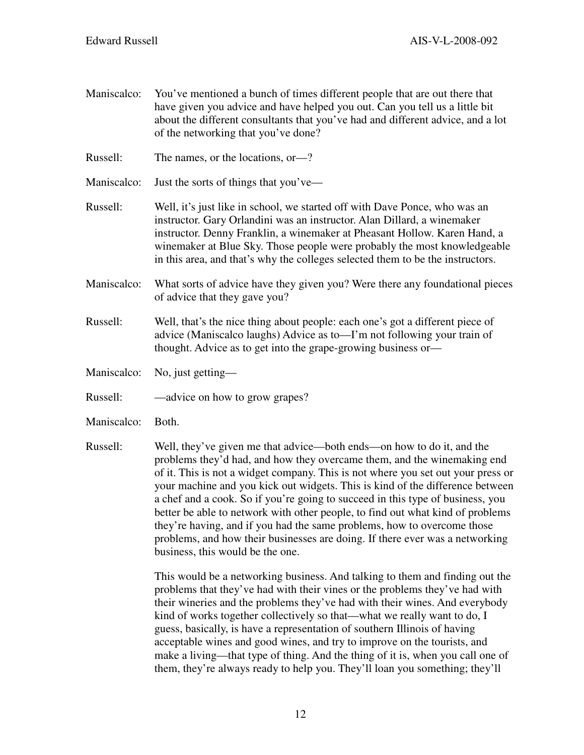Maniscalco: You've mentioned a bunch of times different people that are out there that have given you advice and have helped you out. Can you tell us a little bit about the different consultants that you've had and different advice, and a lot of the networking that you've done?

Russell: The names, or the locations, or—?

Maniscalco: Just the sorts of things that you've—

Russell: Well, it's just like in school, we started off with Dave Ponce, who was an instructor. Gary Orlandini was an instructor. Alan Dillard, a winemaker instructor. Denny Franklin, a winemaker at Pheasant Hollow. Karen Hand, a winemaker at Blue Sky. Those people were probably the most knowledgeable in this area, and that's why the colleges selected them to be the instructors.

Maniscalco: What sorts of advice have they given you? Were there any foundational pieces of advice that they gave you?

Russell: Well, that's the nice thing about people: each one's got a different piece of advice (Maniscalco laughs) Advice as to—I'm not following your train of thought. Advice as to get into the grape-growing business or—

Maniscalco: No, just getting—

Russell: —advice on how to grow grapes?

Maniscalco: Both.

Russell: Well, they've given me that advice—both ends—on how to do it, and the problems they'd had, and how they overcame them, and the winemaking end of it. This is not a widget company. This is not where you set out your press or your machine and you kick out widgets. This is kind of the difference between a chef and a cook. So if you're going to succeed in this type of business, you better be able to network with other people, to find out what kind of problems they're having, and if you had the same problems, how to overcome those problems, and how their businesses are doing. If there ever was a networking business, this would be the one.

This would be a networking business. And talking to them and finding out the problems that they've had with their vines or the problems they've had with their wineries and the problems they've had with their wines. And everybody kind of works together collectively so that—what we really want to do, I guess, basically, is have a representation of southern Illinois of having acceptable wines and good wines, and try to improve on the tourists, and make a living—that type of thing. And the thing of it is, when you call one of them, they're always ready to help you. They'll loan you something; they'll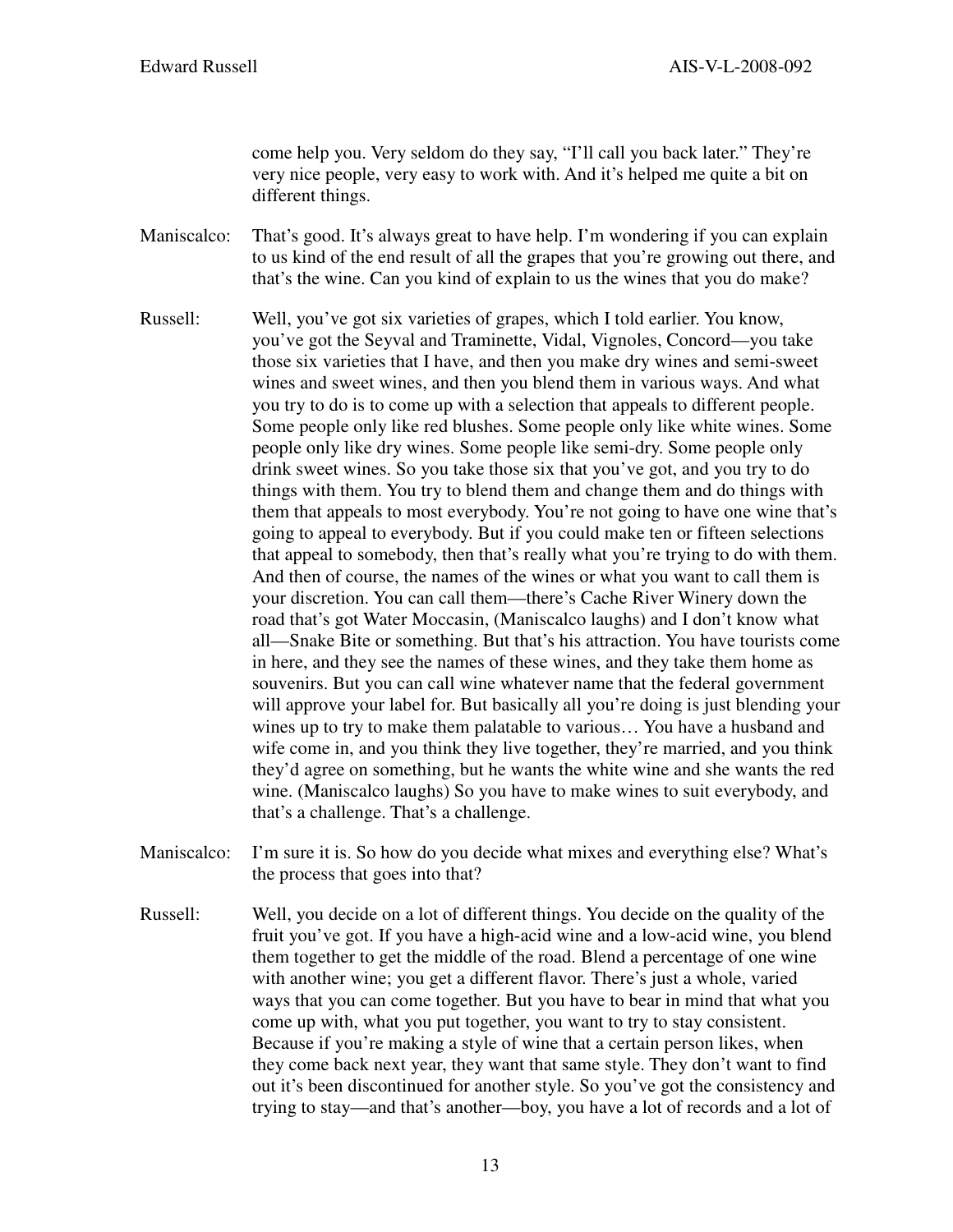come help you. Very seldom do they say, "I'll call you back later." They're very nice people, very easy to work with. And it's helped me quite a bit on different things.

Maniscalco: That's good. It's always great to have help. I'm wondering if you can explain to us kind of the end result of all the grapes that you're growing out there, and that's the wine. Can you kind of explain to us the wines that you do make?

Russell: Well, you've got six varieties of grapes, which I told earlier. You know, you've got the Seyval and Traminette, Vidal, Vignoles, Concord—you take those six varieties that I have, and then you make dry wines and semi-sweet wines and sweet wines, and then you blend them in various ways. And what you try to do is to come up with a selection that appeals to different people. Some people only like red blushes. Some people only like white wines. Some people only like dry wines. Some people like semi-dry. Some people only drink sweet wines. So you take those six that you've got, and you try to do things with them. You try to blend them and change them and do things with them that appeals to most everybody. You're not going to have one wine that's going to appeal to everybody. But if you could make ten or fifteen selections that appeal to somebody, then that's really what you're trying to do with them. And then of course, the names of the wines or what you want to call them is your discretion. You can call them—there's Cache River Winery down the road that's got Water Moccasin, (Maniscalco laughs) and I don't know what all—Snake Bite or something. But that's his attraction. You have tourists come in here, and they see the names of these wines, and they take them home as souvenirs. But you can call wine whatever name that the federal government will approve your label for. But basically all you're doing is just blending your wines up to try to make them palatable to various… You have a husband and wife come in, and you think they live together, they're married, and you think they'd agree on something, but he wants the white wine and she wants the red wine. (Maniscalco laughs) So you have to make wines to suit everybody, and that's a challenge. That's a challenge.

Maniscalco: I'm sure it is. So how do you decide what mixes and everything else? What's the process that goes into that?

Russell: Well, you decide on a lot of different things. You decide on the quality of the fruit you've got. If you have a high-acid wine and a low-acid wine, you blend them together to get the middle of the road. Blend a percentage of one wine with another wine; you get a different flavor. There's just a whole, varied ways that you can come together. But you have to bear in mind that what you come up with, what you put together, you want to try to stay consistent. Because if you're making a style of wine that a certain person likes, when they come back next year, they want that same style. They don't want to find out it's been discontinued for another style. So you've got the consistency and trying to stay—and that's another—boy, you have a lot of records and a lot of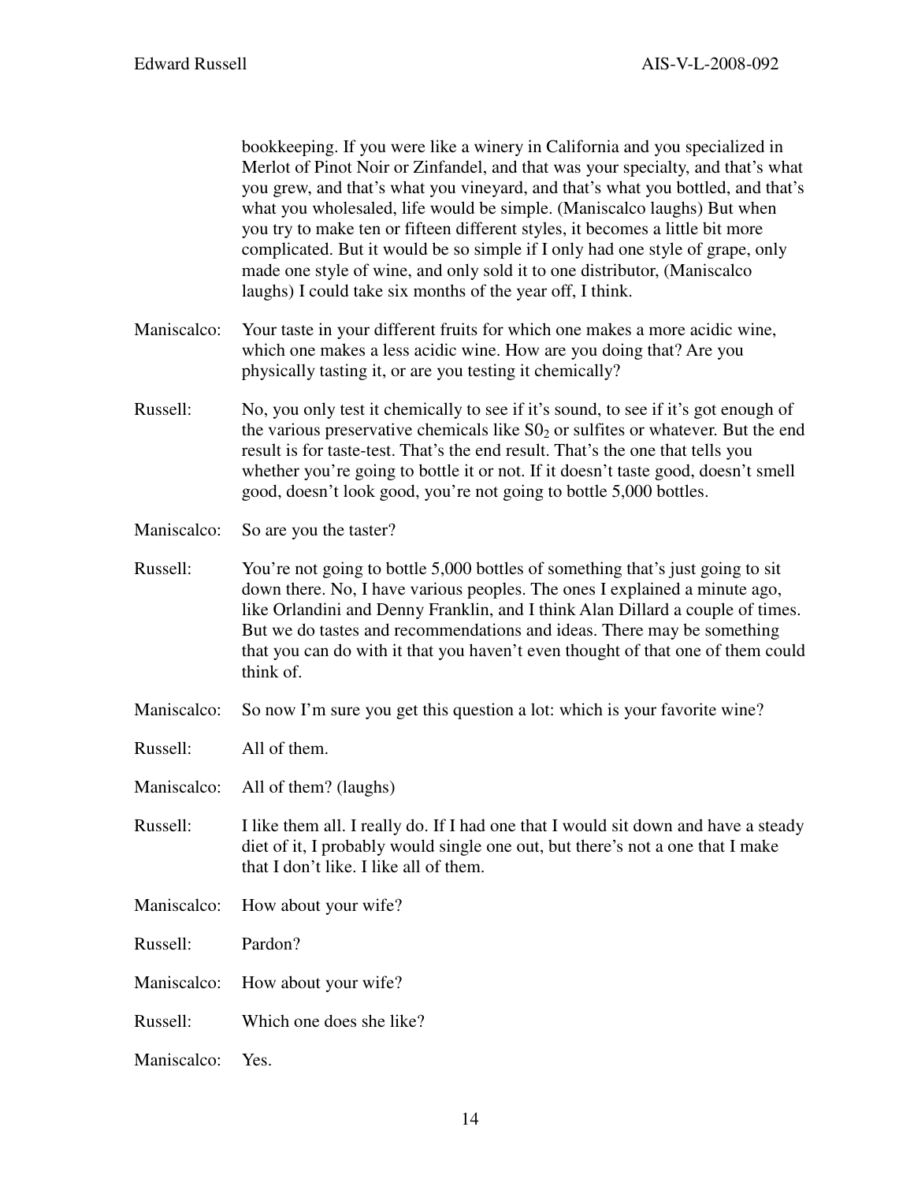bookkeeping. If you were like a winery in California and you specialized in Merlot of Pinot Noir or Zinfandel, and that was your specialty, and that's what you grew, and that's what you vineyard, and that's what you bottled, and that's what you wholesaled, life would be simple. (Maniscalco laughs) But when you try to make ten or fifteen different styles, it becomes a little bit more complicated. But it would be so simple if I only had one style of grape, only made one style of wine, and only sold it to one distributor, (Maniscalco laughs) I could take six months of the year off, I think.

Maniscalco: Your taste in your different fruits for which one makes a more acidic wine, which one makes a less acidic wine. How are you doing that? Are you physically tasting it, or are you testing it chemically?

Russell: No, you only test it chemically to see if it's sound, to see if it's got enough of the various preservative chemicals like $S0_2$ or sulfites or whatever. But the end result is for taste-test. That's the end result. That's the one that tells you whether you're going to bottle it or not. If it doesn't taste good, doesn't smell good, doesn't look good, you're not going to bottle 5,000 bottles.

Maniscalco: So are you the taster?

Russell: You're not going to bottle 5,000 bottles of something that's just going to sit down there. No, I have various peoples. The ones I explained a minute ago, like Orlandini and Denny Franklin, and I think Alan Dillard a couple of times. But we do tastes and recommendations and ideas. There may be something that you can do with it that you haven't even thought of that one of them could think of.

Maniscalco: So now I'm sure you get this question a lot: which is your favorite wine?

Russell: All of them.

Maniscalco: All of them? (laughs)

Russell: I like them all. I really do. If I had one that I would sit down and have a steady diet of it, I probably would single one out, but there's not a one that I make that I don't like. I like all of them.

Maniscalco: How about your wife?

Russell: Pardon?

Maniscalco: How about your wife?

Russell: Which one does she like?

Maniscalco: Yes.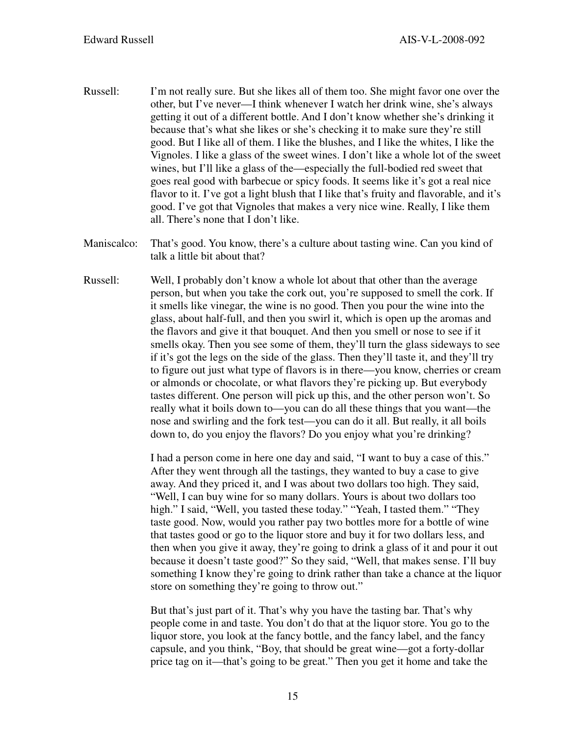Russell: I'm not really sure. But she likes all of them too. She might favor one over the other, but I've never—I think whenever I watch her drink wine, she's always getting it out of a different bottle. And I don't know whether she's drinking it because that's what she likes or she's checking it to make sure they're still good. But I like all of them. I like the blushes, and I like the whites, I like the Vignoles. I like a glass of the sweet wines. I don't like a whole lot of the sweet wines, but I'll like a glass of the—especially the full-bodied red sweet that goes real good with barbecue or spicy foods. It seems like it's got a real nice flavor to it. I've got a light blush that I like that's fruity and flavorable, and it's good. I've got that Vignoles that makes a very nice wine. Really, I like them all. There's none that I don't like.

Maniscalco: That's good. You know, there's a culture about tasting wine. Can you kind of talk a little bit about that?

Russell: Well, I probably don't know a whole lot about that other than the average person, but when you take the cork out, you're supposed to smell the cork. If it smells like vinegar, the wine is no good. Then you pour the wine into the glass, about half-full, and then you swirl it, which is open up the aromas and the flavors and give it that bouquet. And then you smell or nose to see if it smells okay. Then you see some of them, they'll turn the glass sideways to see if it's got the legs on the side of the glass. Then they'll taste it, and they'll try to figure out just what type of flavors is in there—you know, cherries or cream or almonds or chocolate, or what flavors they're picking up. But everybody tastes different. One person will pick up this, and the other person won't. So really what it boils down to—you can do all these things that you want—the nose and swirling and the fork test—you can do it all. But really, it all boils down to, do you enjoy the flavors? Do you enjoy what you're drinking?

I had a person come in here one day and said, "I want to buy a case of this." After they went through all the tastings, they wanted to buy a case to give away. And they priced it, and I was about two dollars too high. They said, "Well, I can buy wine for so many dollars. Yours is about two dollars too high." I said, "Well, you tasted these today." "Yeah, I tasted them." "They taste good. Now, would you rather pay two bottles more for a bottle of wine that tastes good or go to the liquor store and buy it for two dollars less, and then when you give it away, they're going to drink a glass of it and pour it out because it doesn't taste good?" So they said, "Well, that makes sense. I'll buy something I know they're going to drink rather than take a chance at the liquor store on something they're going to throw out."

But that's just part of it. That's why you have the tasting bar. That's why people come in and taste. You don't do that at the liquor store. You go to the liquor store, you look at the fancy bottle, and the fancy label, and the fancy capsule, and you think, "Boy, that should be great wine—got a forty-dollar price tag on it—that's going to be great." Then you get it home and take the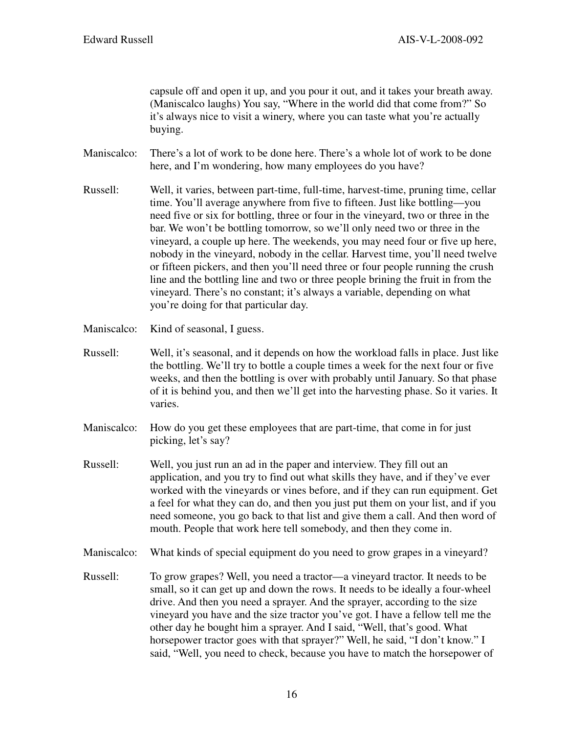capsule off and open it up, and you pour it out, and it takes your breath away. (Maniscalco laughs) You say, "Where in the world did that come from?" So it's always nice to visit a winery, where you can taste what you're actually buying.

Maniscalco: There's a lot of work to be done here. There's a whole lot of work to be done here, and I'm wondering, how many employees do you have?

Russell: Well, it varies, between part-time, full-time, harvest-time, pruning time, cellar time. You'll average anywhere from five to fifteen. Just like bottling—you need five or six for bottling, three or four in the vineyard, two or three in the bar. We won't be bottling tomorrow, so we'll only need two or three in the vineyard, a couple up here. The weekends, you may need four or five up here, nobody in the vineyard, nobody in the cellar. Harvest time, you'll need twelve or fifteen pickers, and then you'll need three or four people running the crush line and the bottling line and two or three people brining the fruit in from the vineyard. There's no constant; it's always a variable, depending on what you're doing for that particular day.

Maniscalco: Kind of seasonal, I guess.

Russell: Well, it's seasonal, and it depends on how the workload falls in place. Just like the bottling. We'll try to bottle a couple times a week for the next four or five weeks, and then the bottling is over with probably until January. So that phase of it is behind you, and then we'll get into the harvesting phase. So it varies. It varies.

Maniscalco: How do you get these employees that are part-time, that come in for just picking, let's say?

Russell: Well, you just run an ad in the paper and interview. They fill out an application, and you try to find out what skills they have, and if they've ever worked with the vineyards or vines before, and if they can run equipment. Get a feel for what they can do, and then you just put them on your list, and if you need someone, you go back to that list and give them a call. And then word of mouth. People that work here tell somebody, and then they come in.

Maniscalco: What kinds of special equipment do you need to grow grapes in a vineyard?

Russell: To grow grapes? Well, you need a tractor—a vineyard tractor. It needs to be small, so it can get up and down the rows. It needs to be ideally a four-wheel drive. And then you need a sprayer. And the sprayer, according to the size vineyard you have and the size tractor you've got. I have a fellow tell me the other day he bought him a sprayer. And I said, "Well, that's good. What horsepower tractor goes with that sprayer?" Well, he said, "I don't know." I said, "Well, you need to check, because you have to match the horsepower of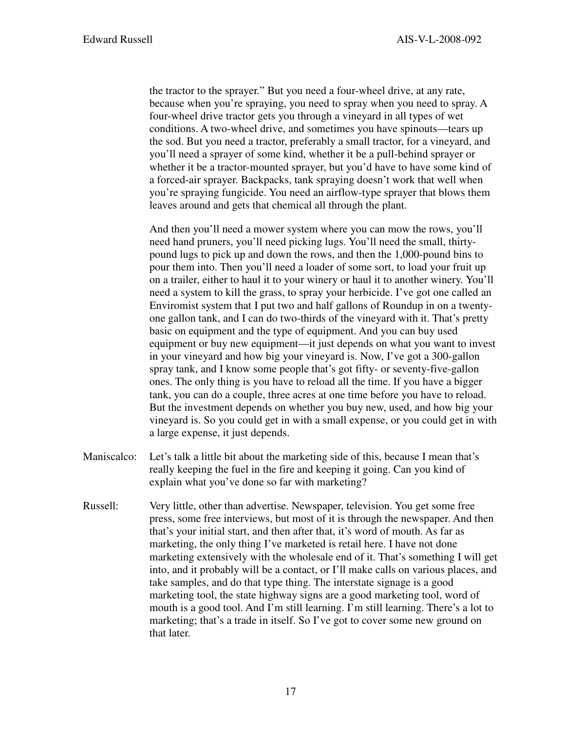the tractor to the sprayer." But you need a four-wheel drive, at any rate, because when you're spraying, you need to spray when you need to spray. A four-wheel drive tractor gets you through a vineyard in all types of wet conditions. A two-wheel drive, and sometimes you have spinouts—tears up the sod. But you need a tractor, preferably a small tractor, for a vineyard, and you'll need a sprayer of some kind, whether it be a pull-behind sprayer or whether it be a tractor-mounted sprayer, but you'd have to have some kind of a forced-air sprayer. Backpacks, tank spraying doesn't work that well when you're spraying fungicide. You need an airflow-type sprayer that blows them leaves around and gets that chemical all through the plant.

And then you'll need a mower system where you can mow the rows, you'll need hand pruners, you'll need picking lugs. You'll need the small, thirty-pound lugs to pick up and down the rows, and then the 1,000-pound bins to pour them into. Then you'll need a loader of some sort, to load your fruit up on a trailer, either to haul it to your winery or haul it to another winery. You'll need a system to kill the grass, to spray your herbicide. I've got one called an Enviromist system that I put two and half gallons of Roundup in on a twenty-one gallon tank, and I can do two-thirds of the vineyard with it. That's pretty basic on equipment and the type of equipment. And you can buy used equipment or buy new equipment—it just depends on what you want to invest in your vineyard and how big your vineyard is. Now, I've got a 300-gallon spray tank, and I know some people that's got fifty- or seventy-five-gallon ones. The only thing is you have to reload all the time. If you have a bigger tank, you can do a couple, three acres at one time before you have to reload. But the investment depends on whether you buy new, used, and how big your vineyard is. So you could get in with a small expense, or you could get in with a large expense, it just depends.

Maniscalco: Let's talk a little bit about the marketing side of this, because I mean that's really keeping the fuel in the fire and keeping it going. Can you kind of explain what you've done so far with marketing?

Russell: Very little, other than advertise. Newspaper, television. You get some free press, some free interviews, but most of it is through the newspaper. And then that's your initial start, and then after that, it's word of mouth. As far as marketing, the only thing I've marketed is retail here. I have not done marketing extensively with the wholesale end of it. That's something I will get into, and it probably will be a contact, or I'll make calls on various places, and take samples, and do that type thing. The interstate signage is a good marketing tool, the state highway signs are a good marketing tool, word of mouth is a good tool. And I'm still learning. I'm still learning. There's a lot to marketing; that's a trade in itself. So I've got to cover some new ground on that later.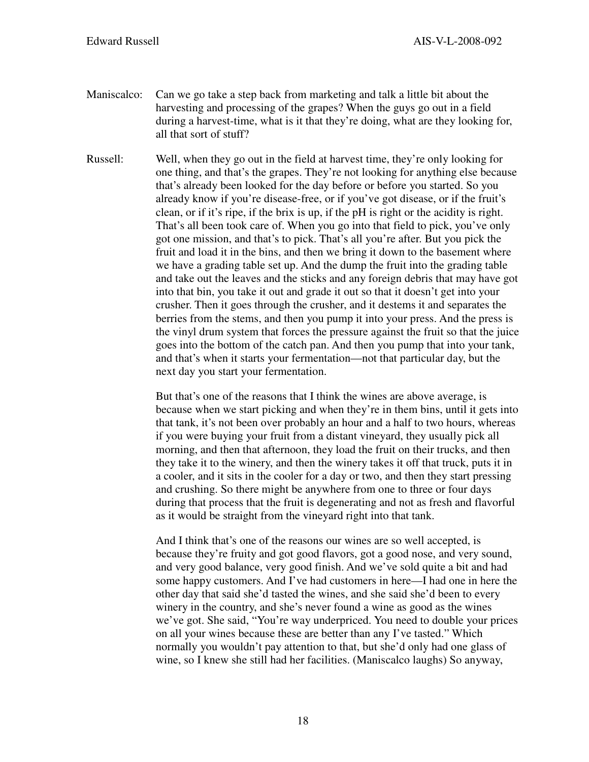Maniscalco: Can we go take a step back from marketing and talk a little bit about the harvesting and processing of the grapes? When the guys go out in a field during a harvest-time, what is it that they're doing, what are they looking for, all that sort of stuff?

Russell: Well, when they go out in the field at harvest time, they're only looking for one thing, and that's the grapes. They're not looking for anything else because that's already been looked for the day before or before you started. So you already know if you're disease-free, or if you've got disease, or if the fruit's clean, or if it's ripe, if the brix is up, if the pH is right or the acidity is right. That's all been took care of. When you go into that field to pick, you've only got one mission, and that's to pick. That's all you're after. But you pick the fruit and load it in the bins, and then we bring it down to the basement where we have a grading table set up. And the dump the fruit into the grading table and take out the leaves and the sticks and any foreign debris that may have got into that bin, you take it out and grade it out so that it doesn't get into your crusher. Then it goes through the crusher, and it destems it and separates the berries from the stems, and then you pump it into your press. And the press is the vinyl drum system that forces the pressure against the fruit so that the juice goes into the bottom of the catch pan. And then you pump that into your tank, and that's when it starts your fermentation—not that particular day, but the next day you start your fermentation.

But that's one of the reasons that I think the wines are above average, is because when we start picking and when they're in them bins, until it gets into that tank, it's not been over probably an hour and a half to two hours, whereas if you were buying your fruit from a distant vineyard, they usually pick all morning, and then that afternoon, they load the fruit on their trucks, and then they take it to the winery, and then the winery takes it off that truck, puts it in a cooler, and it sits in the cooler for a day or two, and then they start pressing and crushing. So there might be anywhere from one to three or four days during that process that the fruit is degenerating and not as fresh and flavorful as it would be straight from the vineyard right into that tank.

And I think that's one of the reasons our wines are so well accepted, is because they're fruity and got good flavors, got a good nose, and very sound, and very good balance, very good finish. And we've sold quite a bit and had some happy customers. And I've had customers in here—I had one in here the other day that said she'd tasted the wines, and she said she'd been to every winery in the country, and she's never found a wine as good as the wines we've got. She said, "You're way underpriced. You need to double your prices on all your wines because these are better than any I've tasted." Which normally you wouldn't pay attention to that, but she'd only had one glass of wine, so I knew she still had her facilities. (Maniscalco laughs) So anyway,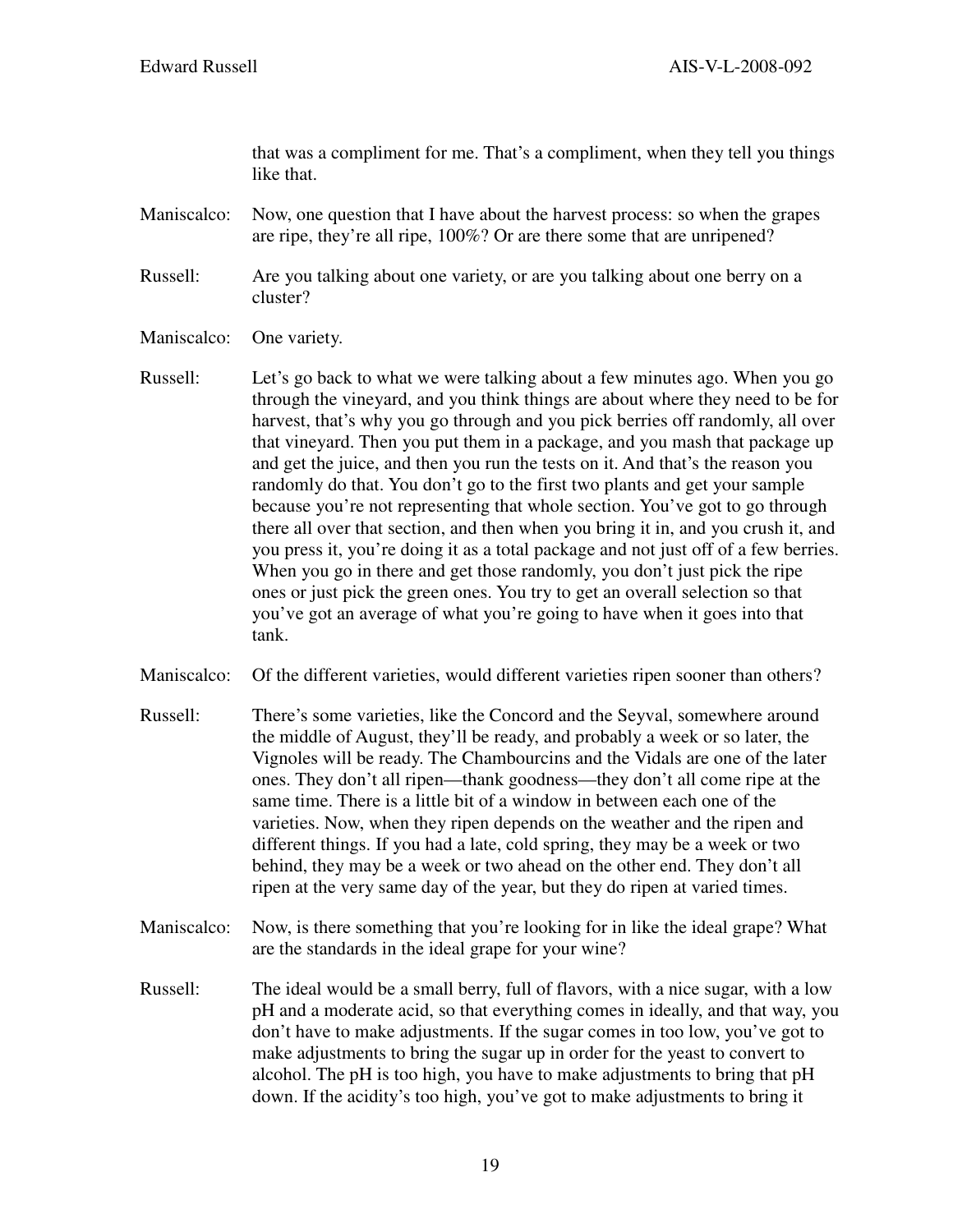that was a compliment for me. That's a compliment, when they tell you things like that.

Maniscalco: Now, one question that I have about the harvest process: so when the grapes are ripe, they're all ripe, 100%? Or are there some that are unripened?

Russell: Are you talking about one variety, or are you talking about one berry on a cluster?

Maniscalco: One variety.

Russell: Let's go back to what we were talking about a few minutes ago. When you go through the vineyard, and you think things are about where they need to be for harvest, that's why you go through and you pick berries off randomly, all over that vineyard. Then you put them in a package, and you mash that package up and get the juice, and then you run the tests on it. And that's the reason you randomly do that. You don't go to the first two plants and get your sample because you're not representing that whole section. You've got to go through there all over that section, and then when you bring it in, and you crush it, and you press it, you're doing it as a total package and not just off of a few berries. When you go in there and get those randomly, you don't just pick the ripe ones or just pick the green ones. You try to get an overall selection so that you've got an average of what you're going to have when it goes into that tank.

Maniscalco: Of the different varieties, would different varieties ripen sooner than others?

Russell: There's some varieties, like the Concord and the Seyval, somewhere around the middle of August, they'll be ready, and probably a week or so later, the Vignoles will be ready. The Chambourcins and the Vidals are one of the later ones. They don't all ripen—thank goodness—they don't all come ripe at the same time. There is a little bit of a window in between each one of the varieties. Now, when they ripen depends on the weather and the ripen and different things. If you had a late, cold spring, they may be a week or two behind, they may be a week or two ahead on the other end. They don't all ripen at the very same day of the year, but they do ripen at varied times.

Maniscalco: Now, is there something that you're looking for in like the ideal grape? What are the standards in the ideal grape for your wine?

Russell: The ideal would be a small berry, full of flavors, with a nice sugar, with a low pH and a moderate acid, so that everything comes in ideally, and that way, you don't have to make adjustments. If the sugar comes in too low, you've got to make adjustments to bring the sugar up in order for the yeast to convert to alcohol. The pH is too high, you have to make adjustments to bring that pH down. If the acidity's too high, you've got to make adjustments to bring it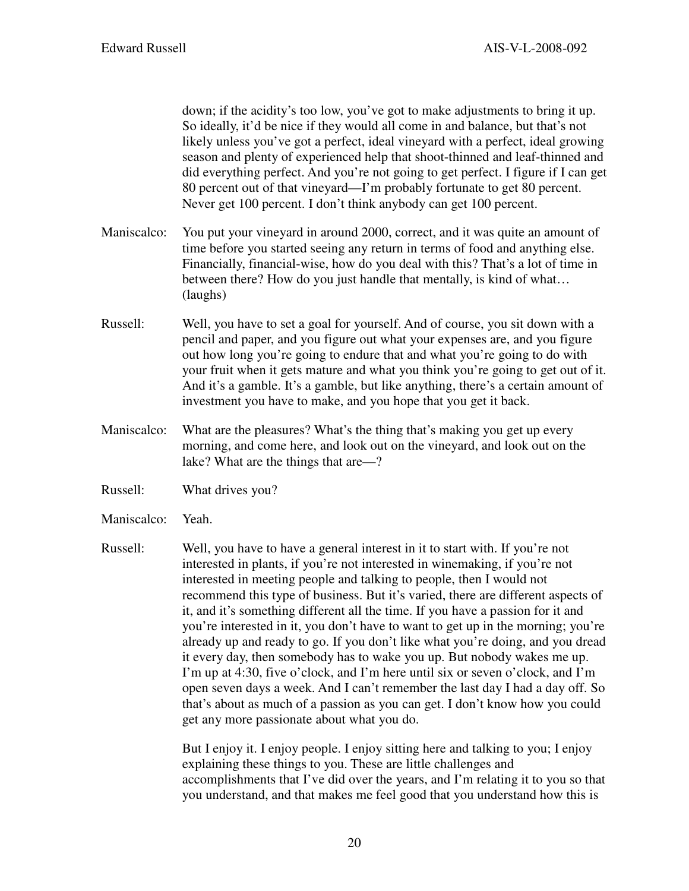down; if the acidity's too low, you've got to make adjustments to bring it up. So ideally, it'd be nice if they would all come in and balance, but that's not likely unless you've got a perfect, ideal vineyard with a perfect, ideal growing season and plenty of experienced help that shoot-thinned and leaf-thinned and did everything perfect. And you're not going to get perfect. I figure if I can get 80 percent out of that vineyard—I'm probably fortunate to get 80 percent. Never get 100 percent. I don't think anybody can get 100 percent.

Maniscalco: You put your vineyard in around 2000, correct, and it was quite an amount of time before you started seeing any return in terms of food and anything else. Financially, financial-wise, how do you deal with this? That's a lot of time in between there? How do you just handle that mentally, is kind of what… (laughs)

Russell: Well, you have to set a goal for yourself. And of course, you sit down with a pencil and paper, and you figure out what your expenses are, and you figure out how long you're going to endure that and what you're going to do with your fruit when it gets mature and what you think you're going to get out of it. And it's a gamble. It's a gamble, but like anything, there's a certain amount of investment you have to make, and you hope that you get it back.

Maniscalco: What are the pleasures? What's the thing that's making you get up every morning, and come here, and look out on the vineyard, and look out on the lake? What are the things that are—?

Russell: What drives you?

Maniscalco: Yeah.

Russell: Well, you have to have a general interest in it to start with. If you're not interested in plants, if you're not interested in winemaking, if you're not interested in meeting people and talking to people, then I would not recommend this type of business. But it's varied, there are different aspects of it, and it's something different all the time. If you have a passion for it and you're interested in it, you don't have to want to get up in the morning; you're already up and ready to go. If you don't like what you're doing, and you dread it every day, then somebody has to wake you up. But nobody wakes me up. I'm up at 4:30, five o'clock, and I'm here until six or seven o'clock, and I'm open seven days a week. And I can't remember the last day I had a day off. So that's about as much of a passion as you can get. I don't know how you could get any more passionate about what you do.

But I enjoy it. I enjoy people. I enjoy sitting here and talking to you; I enjoy explaining these things to you. These are little challenges and accomplishments that I've did over the years, and I'm relating it to you so that you understand, and that makes me feel good that you understand how this is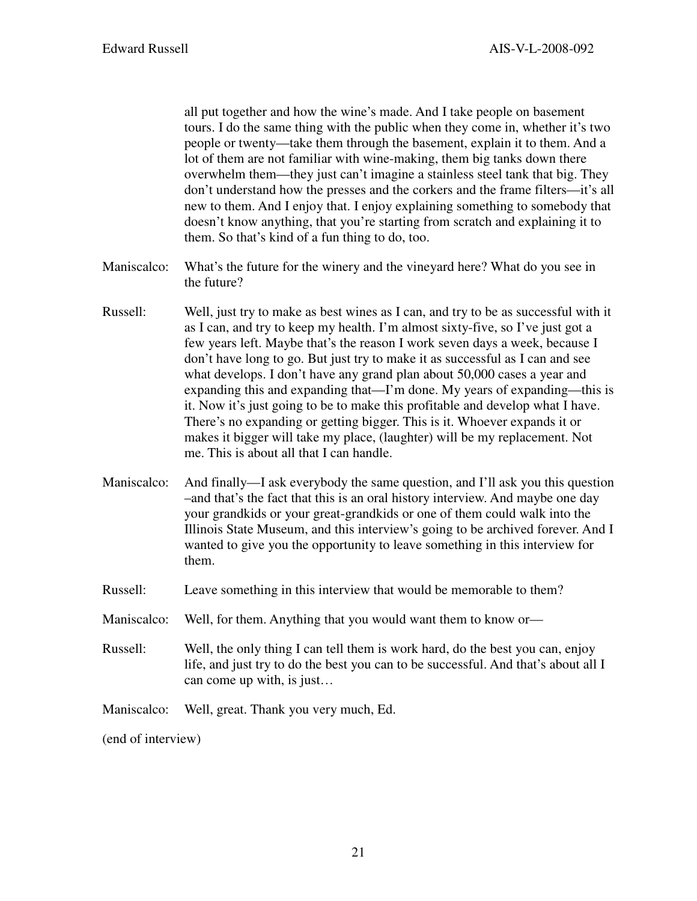all put together and how the wine's made. And I take people on basement tours. I do the same thing with the public when they come in, whether it's two people or twenty—take them through the basement, explain it to them. And a lot of them are not familiar with wine-making, them big tanks down there overwhelm them—they just can't imagine a stainless steel tank that big. They don't understand how the presses and the corkers and the frame filters—it's all new to them. And I enjoy that. I enjoy explaining something to somebody that doesn't know anything, that you're starting from scratch and explaining it to them. So that's kind of a fun thing to do, too.

Maniscalco: What's the future for the winery and the vineyard here? What do you see in the future?

Russell: Well, just try to make as best wines as I can, and try to be as successful with it as I can, and try to keep my health. I'm almost sixty-five, so I've just got a few years left. Maybe that's the reason I work seven days a week, because I don't have long to go. But just try to make it as successful as I can and see what develops. I don't have any grand plan about 50,000 cases a year and expanding this and expanding that—I'm done. My years of expanding—this is it. Now it's just going to be to make this profitable and develop what I have. There's no expanding or getting bigger. This is it. Whoever expands it or makes it bigger will take my place, (laughter) will be my replacement. Not me. This is about all that I can handle.

Maniscalco: And finally—I ask everybody the same question, and I'll ask you this question –and that's the fact that this is an oral history interview. And maybe one day your grandkids or your great-grandkids or one of them could walk into the Illinois State Museum, and this interview's going to be archived forever. And I wanted to give you the opportunity to leave something in this interview for them.

Russell: Leave something in this interview that would be memorable to them?

Maniscalco: Well, for them. Anything that you would want them to know or—

Russell: Well, the only thing I can tell them is work hard, do the best you can, enjoy life, and just try to do the best you can to be successful. And that's about all I can come up with, is just…

Maniscalco: Well, great. Thank you very much, Ed.

(end of interview)